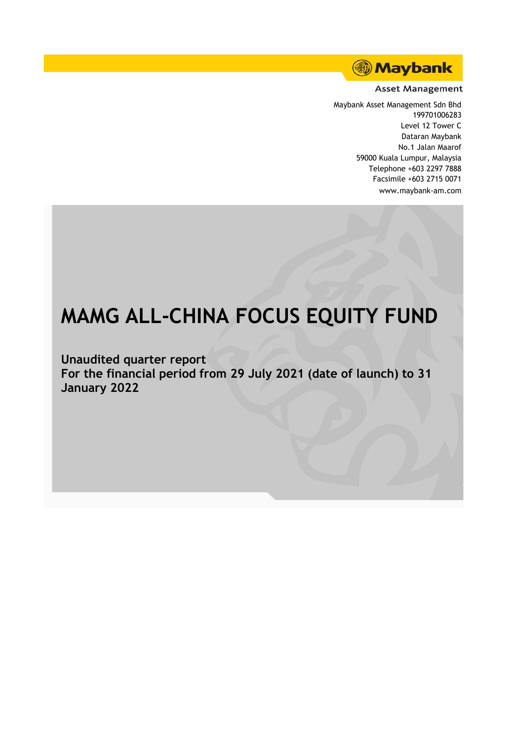Maybank Asset Management

Maybank Asset Management Sdn Bhd
199701006283
Level 12 Tower C
Dataran Maybank
No.1 Jalan Maarof
59000 Kuala Lumpur, Malaysia
Telephone +603 2297 7888
Facsimile +603 2715 0071
www.maybank-am.com

# MAMG ALL-CHINA FOCUS EQUITY FUND

**Unaudited quarter report**
**For the financial period from 29 July 2021 (date of launch) to 31 January 2022**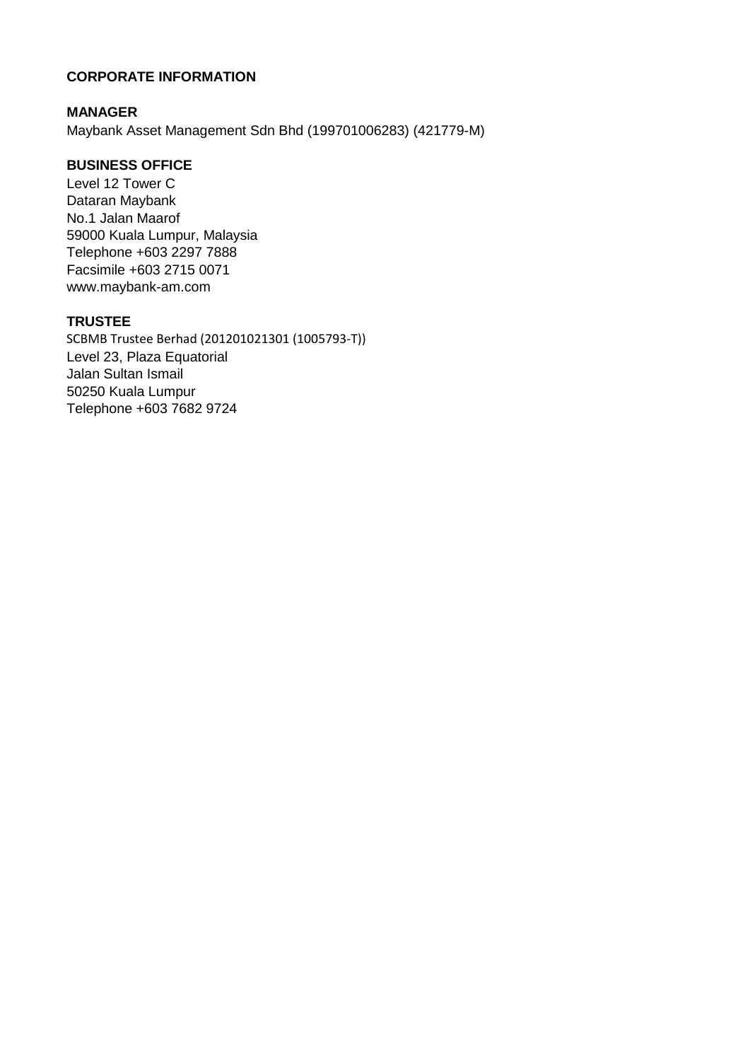# CORPORATE INFORMATION

## MANAGER

Maybank Asset Management Sdn Bhd (199701006283) (421779-M)

## BUSINESS OFFICE

Level 12 Tower C
Dataran Maybank
No.1 Jalan Maarof
59000 Kuala Lumpur, Malaysia
Telephone +603 2297 7888
Facsimile +603 2715 0071
www.maybank-am.com

## TRUSTEE

SCBMB Trustee Berhad (201201021301 (1005793-T))
Level 23, Plaza Equatorial
Jalan Sultan Ismail
50250 Kuala Lumpur
Telephone +603 7682 9724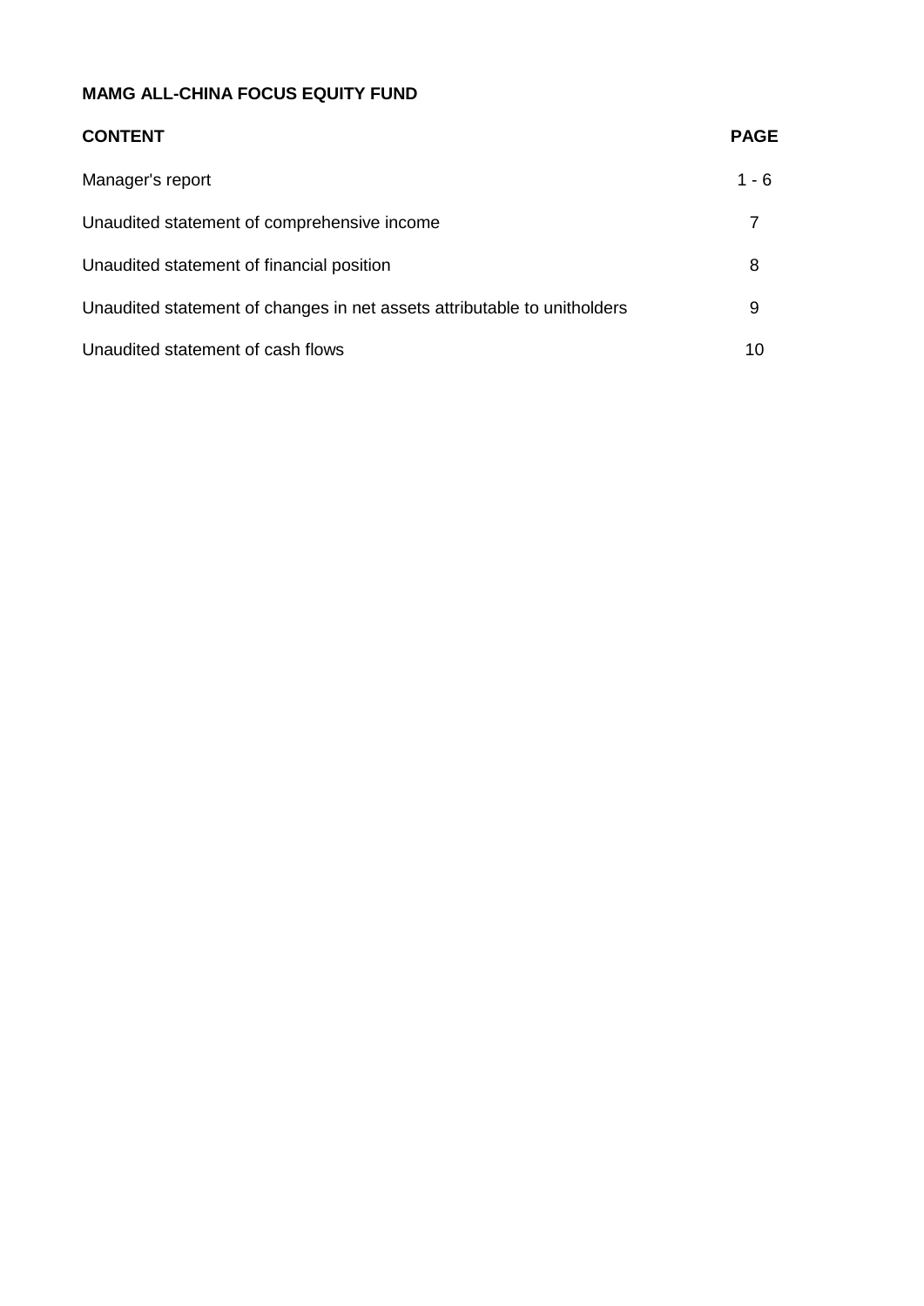**MAMG ALL-CHINA FOCUS EQUITY FUND**

| CONTENT | PAGE |
| --- | --- |
| Manager's report | 1 - 6 |
| Unaudited statement of comprehensive income | 7 |
| Unaudited statement of financial position | 8 |
| Unaudited statement of changes in net assets attributable to unitholders | 9 |
| Unaudited statement of cash flows | 10 |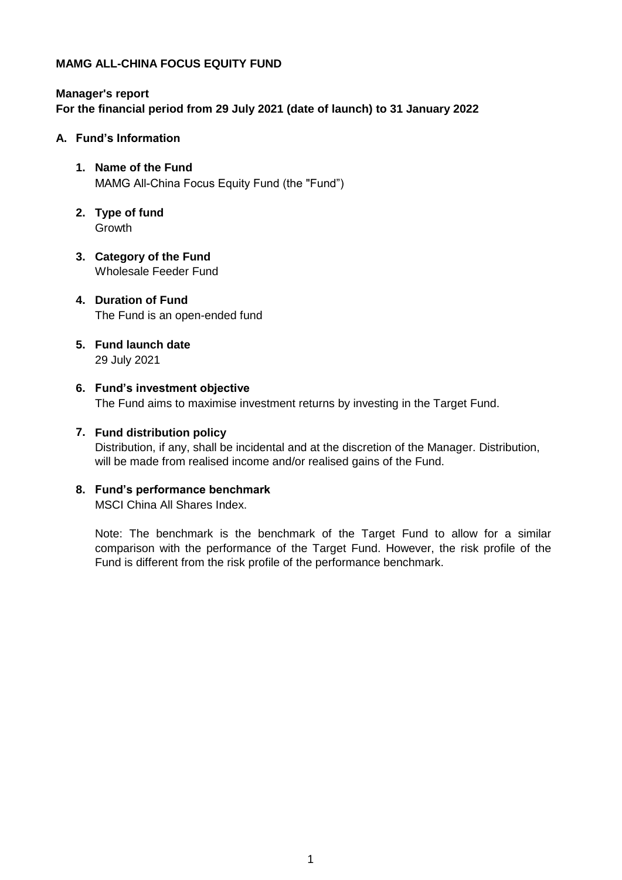**MAMG ALL-CHINA FOCUS EQUITY FUND**

**Manager's report**
**For the financial period from 29 July 2021 (date of launch) to 31 January 2022**

## A. Fund's Information

1. **Name of the Fund**
   MAMG All-China Focus Equity Fund (the "Fund")

2. **Type of fund**
   Growth

3. **Category of the Fund**
   Wholesale Feeder Fund

4. **Duration of Fund**
   The Fund is an open-ended fund

5. **Fund launch date**
   29 July 2021

6. **Fund's investment objective**
   The Fund aims to maximise investment returns by investing in the Target Fund.

7. **Fund distribution policy**
   Distribution, if any, shall be incidental and at the discretion of the Manager. Distribution, will be made from realised income and/or realised gains of the Fund.

8. **Fund's performance benchmark**
   MSCI China All Shares Index.

   Note: The benchmark is the benchmark of the Target Fund to allow for a similar comparison with the performance of the Target Fund. However, the risk profile of the Fund is different from the risk profile of the performance benchmark.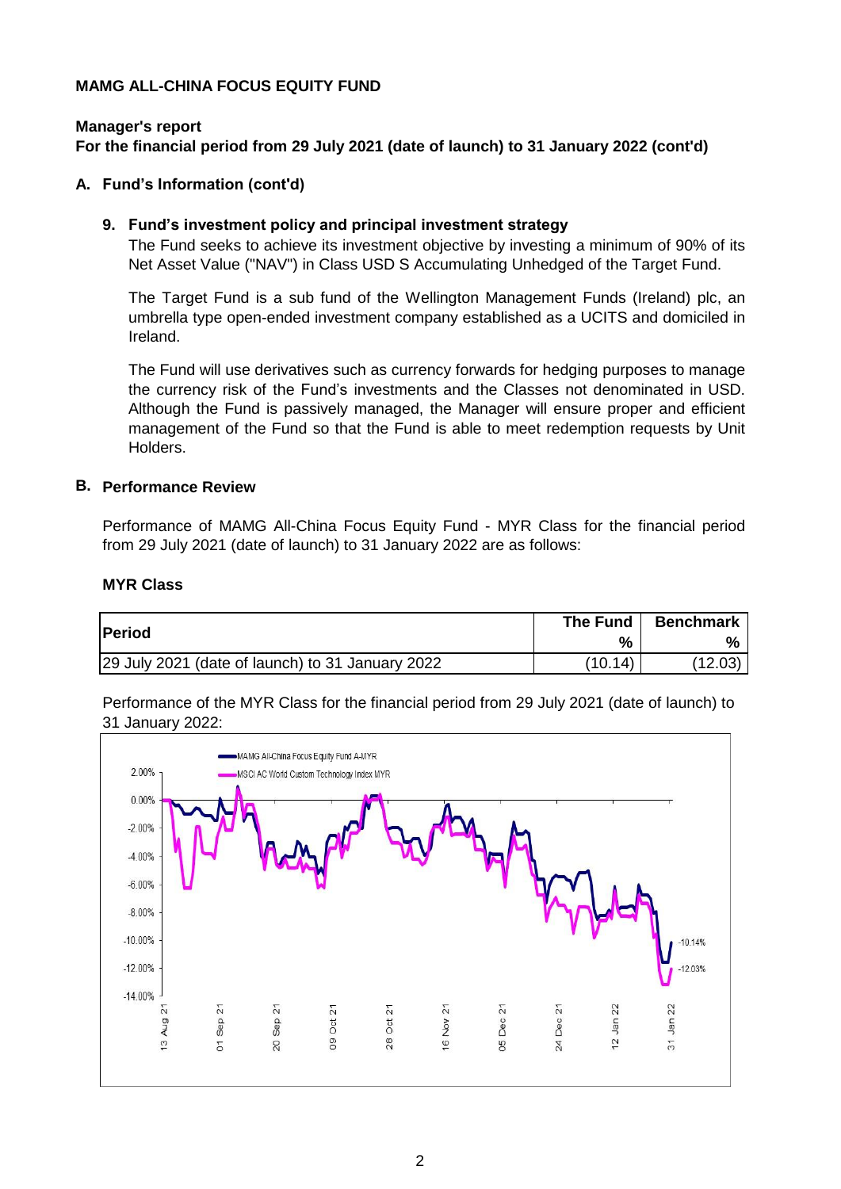**MAMG ALL-CHINA FOCUS EQUITY FUND**

**Manager's report**
**For the financial period from 29 July 2021 (date of launch) to 31 January 2022 (cont'd)**

## A. Fund's Information (cont'd)

### 9. Fund's investment policy and principal investment strategy

The Fund seeks to achieve its investment objective by investing a minimum of 90% of its Net Asset Value ("NAV") in Class USD S Accumulating Unhedged of the Target Fund.

The Target Fund is a sub fund of the Wellington Management Funds (Ireland) plc, an umbrella type open-ended investment company established as a UCITS and domiciled in Ireland.

The Fund will use derivatives such as currency forwards for hedging purposes to manage the currency risk of the Fund's investments and the Classes not denominated in USD. Although the Fund is passively managed, the Manager will ensure proper and efficient management of the Fund so that the Fund is able to meet redemption requests by Unit Holders.

## B. Performance Review

Performance of MAMG All-China Focus Equity Fund - MYR Class for the financial period from 29 July 2021 (date of launch) to 31 January 2022 are as follows:

**MYR Class**

| Period | The Fund % | Benchmark % |
|---|---|---|
| 29 July 2021 (date of launch) to 31 January 2022 | (10.14) | (12.03) |

Performance of the MYR Class for the financial period from 29 July 2021 (date of launch) to 31 January 2022: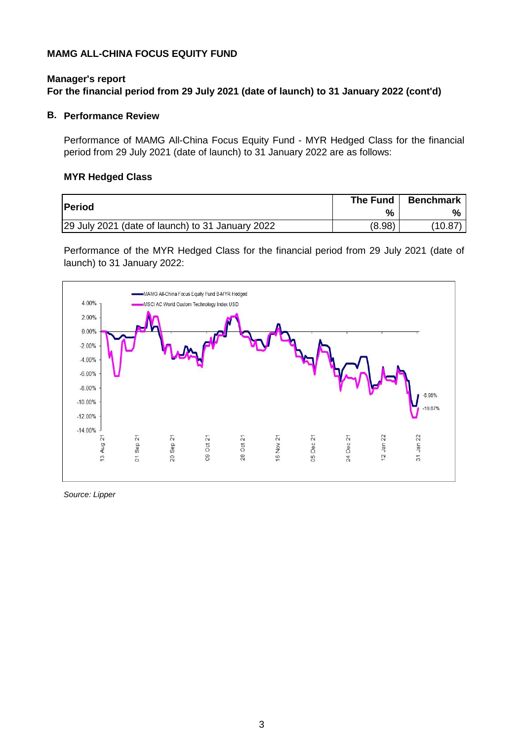**MAMG ALL-CHINA FOCUS EQUITY FUND**

**Manager's report**
**For the financial period from 29 July 2021 (date of launch) to 31 January 2022 (cont'd)**

## B. Performance Review

Performance of MAMG All-China Focus Equity Fund - MYR Hedged Class for the financial period from 29 July 2021 (date of launch) to 31 January 2022 are as follows:

### MYR Hedged Class

| Period | The Fund % | Benchmark % |
|---|---|---|
| 29 July 2021 (date of launch) to 31 January 2022 | (8.98) | (10.87) |

Performance of the MYR Hedged Class for the financial period from 29 July 2021 (date of launch) to 31 January 2022:

MAMG All-China Focus Equity Fund B-MYR Hedged
MSCI AC World Custom Technology Index USD

-8.98%
-10.87%

*Source: Lipper*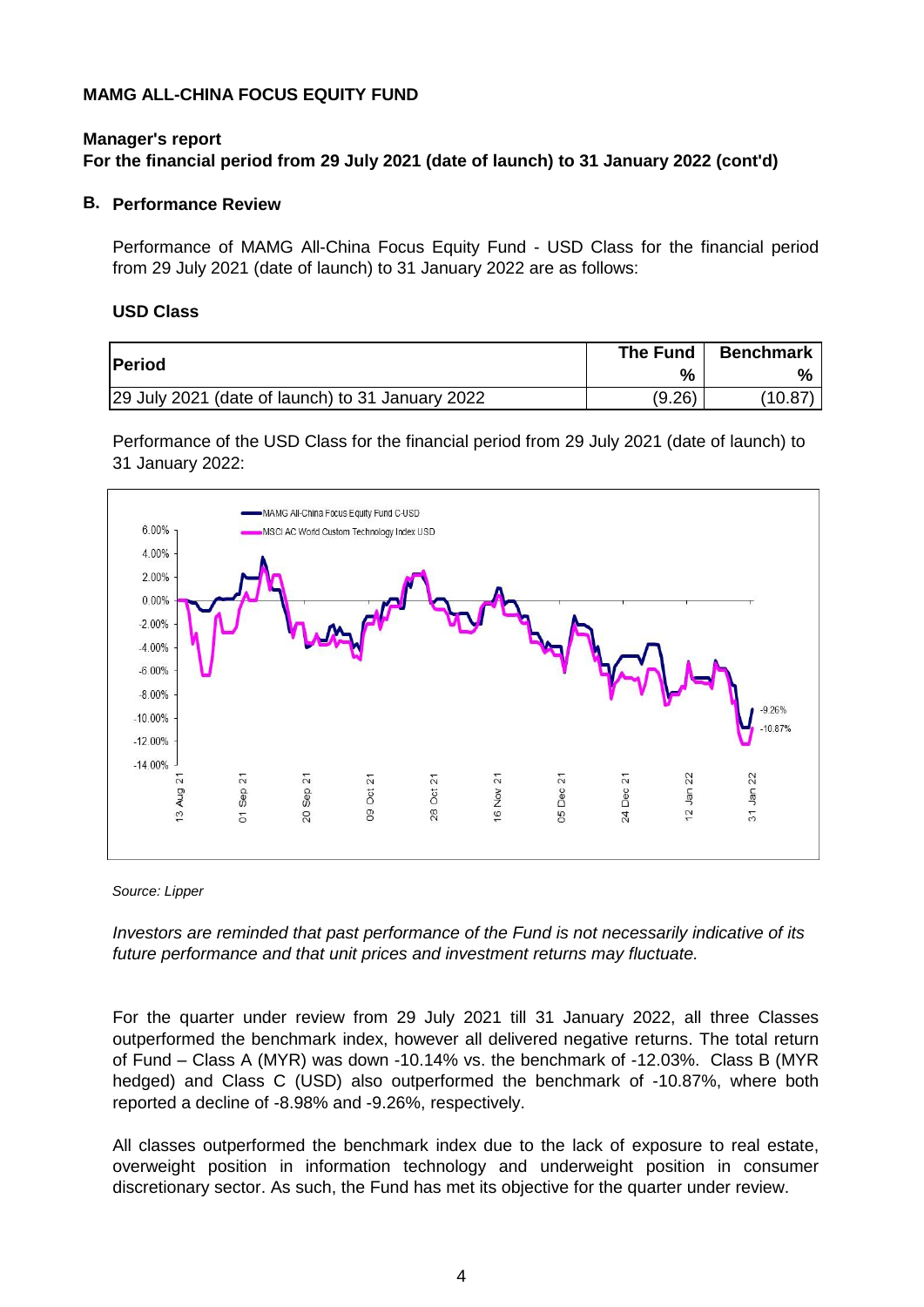**MAMG ALL-CHINA FOCUS EQUITY FUND**

**Manager's report**
**For the financial period from 29 July 2021 (date of launch) to 31 January 2022 (cont'd)**

## B. Performance Review

Performance of MAMG All-China Focus Equity Fund - USD Class for the financial period from 29 July 2021 (date of launch) to 31 January 2022 are as follows:

**USD Class**

| Period | The Fund % | Benchmark % |
|---|---|---|
| 29 July 2021 (date of launch) to 31 January 2022 | (9.26) | (10.87) |

Performance of the USD Class for the financial period from 29 July 2021 (date of launch) to 31 January 2022:

*Source: Lipper*

*Investors are reminded that past performance of the Fund is not necessarily indicative of its future performance and that unit prices and investment returns may fluctuate.*

For the quarter under review from 29 July 2021 till 31 January 2022, all three Classes outperformed the benchmark index, however all delivered negative returns. The total return of Fund – Class A (MYR) was down -10.14% vs. the benchmark of -12.03%. Class B (MYR hedged) and Class C (USD) also outperformed the benchmark of -10.87%, where both reported a decline of -8.98% and -9.26%, respectively.

All classes outperformed the benchmark index due to the lack of exposure to real estate, overweight position in information technology and underweight position in consumer discretionary sector. As such, the Fund has met its objective for the quarter under review.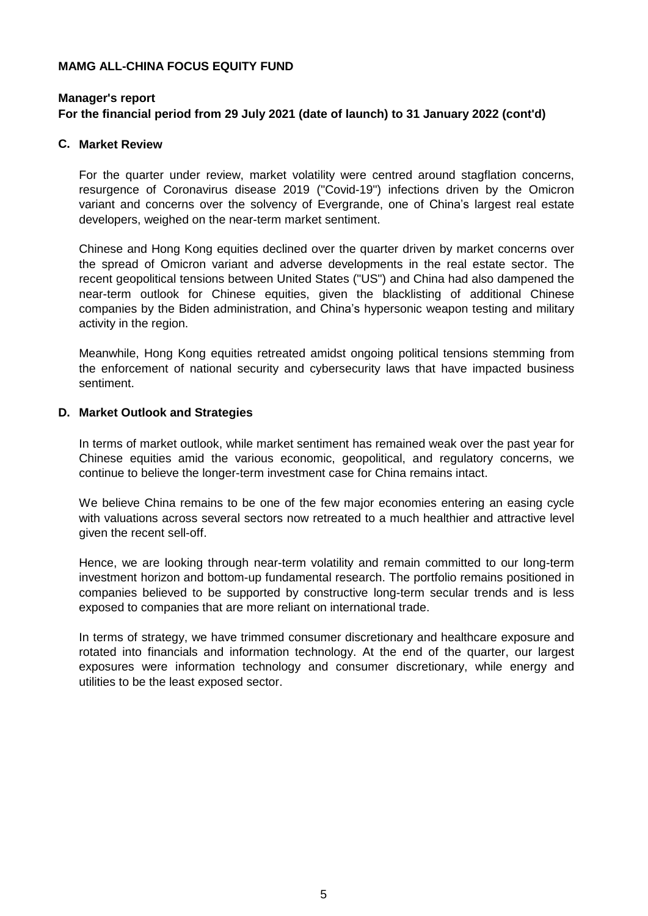**MAMG ALL-CHINA FOCUS EQUITY FUND**

**Manager's report**
**For the financial period from 29 July 2021 (date of launch) to 31 January 2022 (cont'd)**

## C. Market Review

For the quarter under review, market volatility were centred around stagflation concerns, resurgence of Coronavirus disease 2019 ("Covid-19") infections driven by the Omicron variant and concerns over the solvency of Evergrande, one of China's largest real estate developers, weighed on the near-term market sentiment.

Chinese and Hong Kong equities declined over the quarter driven by market concerns over the spread of Omicron variant and adverse developments in the real estate sector. The recent geopolitical tensions between United States ("US") and China had also dampened the near-term outlook for Chinese equities, given the blacklisting of additional Chinese companies by the Biden administration, and China's hypersonic weapon testing and military activity in the region.

Meanwhile, Hong Kong equities retreated amidst ongoing political tensions stemming from the enforcement of national security and cybersecurity laws that have impacted business sentiment.

## D. Market Outlook and Strategies

In terms of market outlook, while market sentiment has remained weak over the past year for Chinese equities amid the various economic, geopolitical, and regulatory concerns, we continue to believe the longer-term investment case for China remains intact.

We believe China remains to be one of the few major economies entering an easing cycle with valuations across several sectors now retreated to a much healthier and attractive level given the recent sell-off.

Hence, we are looking through near-term volatility and remain committed to our long-term investment horizon and bottom-up fundamental research. The portfolio remains positioned in companies believed to be supported by constructive long-term secular trends and is less exposed to companies that are more reliant on international trade.

In terms of strategy, we have trimmed consumer discretionary and healthcare exposure and rotated into financials and information technology. At the end of the quarter, our largest exposures were information technology and consumer discretionary, while energy and utilities to be the least exposed sector.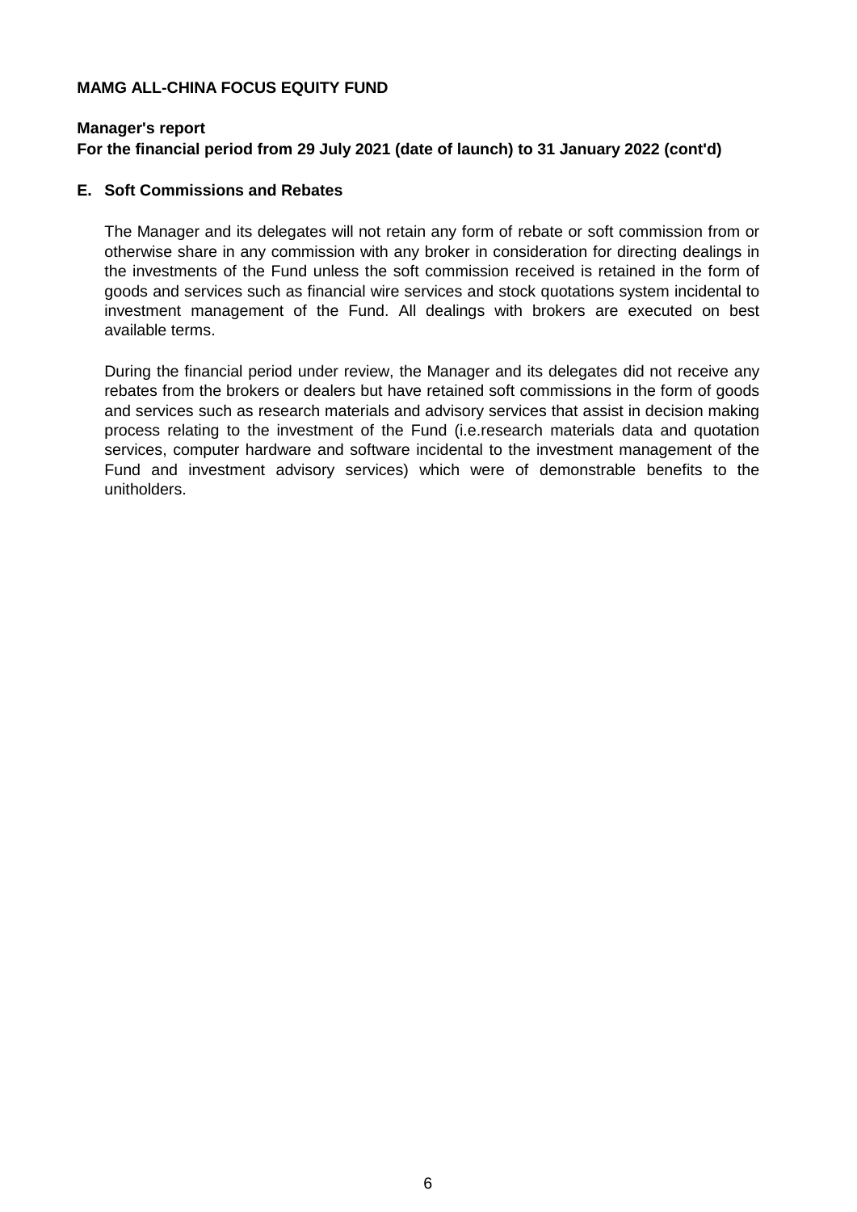**MAMG ALL-CHINA FOCUS EQUITY FUND**

**Manager's report**
**For the financial period from 29 July 2021 (date of launch) to 31 January 2022 (cont'd)**

**E. Soft Commissions and Rebates**

The Manager and its delegates will not retain any form of rebate or soft commission from or otherwise share in any commission with any broker in consideration for directing dealings in the investments of the Fund unless the soft commission received is retained in the form of goods and services such as financial wire services and stock quotations system incidental to investment management of the Fund. All dealings with brokers are executed on best available terms.

During the financial period under review, the Manager and its delegates did not receive any rebates from the brokers or dealers but have retained soft commissions in the form of goods and services such as research materials and advisory services that assist in decision making process relating to the investment of the Fund (i.e.research materials data and quotation services, computer hardware and software incidental to the investment management of the Fund and investment advisory services) which were of demonstrable benefits to the unitholders.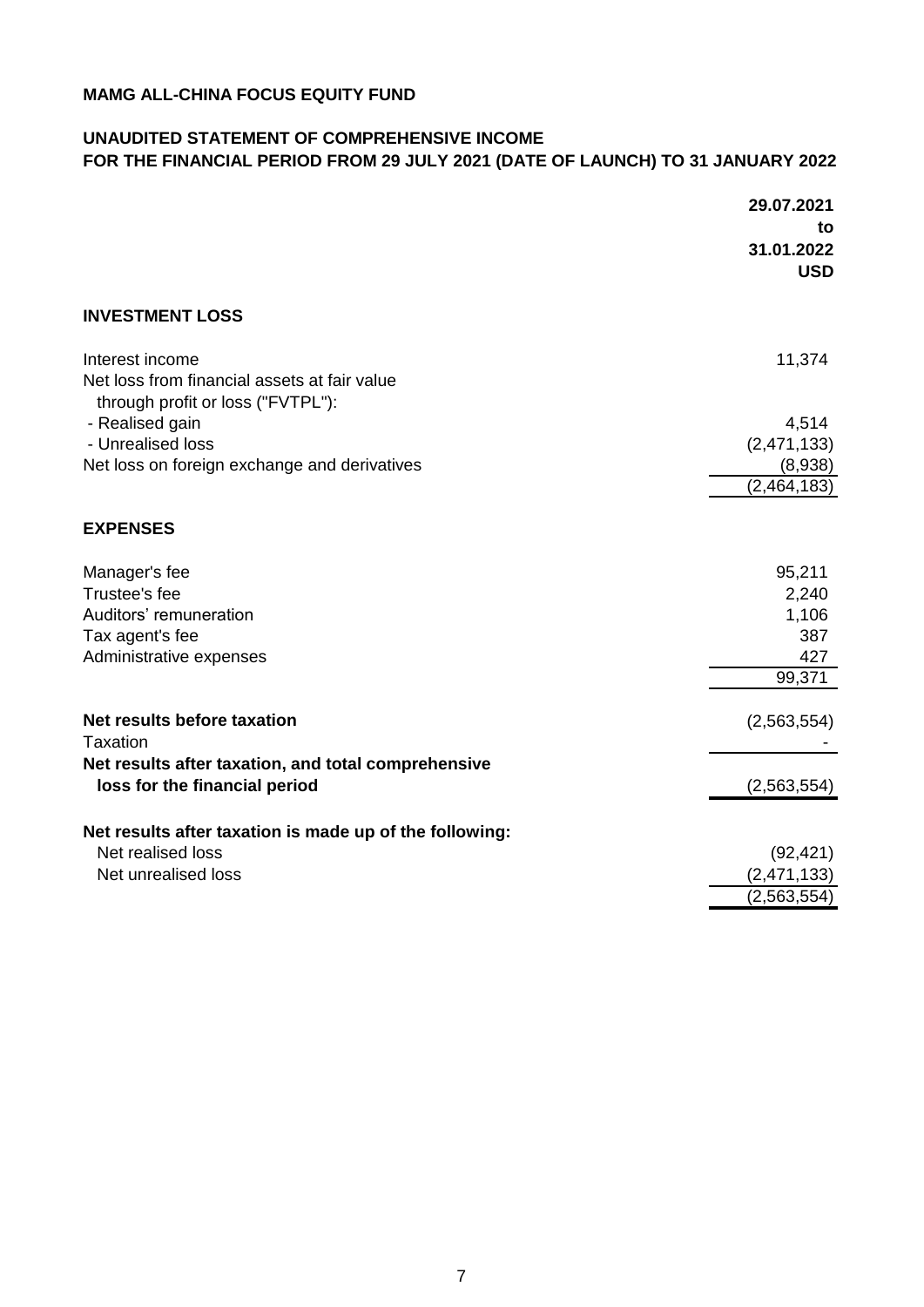**MAMG ALL-CHINA FOCUS EQUITY FUND**

**UNAUDITED STATEMENT OF COMPREHENSIVE INCOME**
**FOR THE FINANCIAL PERIOD FROM 29 JULY 2021 (DATE OF LAUNCH) TO 31 JANUARY 2022**

| | 29.07.2021 to 31.01.2022 USD |
|---|---|
| **INVESTMENT LOSS** | |
| Interest income | 11,374 |
| Net loss from financial assets at fair value through profit or loss ("FVTPL"): | |
| - Realised gain | 4,514 |
| - Unrealised loss | (2,471,133) |
| Net loss on foreign exchange and derivatives | (8,938) |
| | (2,464,183) |
| **EXPENSES** | |
| Manager's fee | 95,211 |
| Trustee's fee | 2,240 |
| Auditors' remuneration | 1,106 |
| Tax agent's fee | 387 |
| Administrative expenses | 427 |
| | 99,371 |
| **Net results before taxation** | (2,563,554) |
| Taxation | - |
| **Net results after taxation, and total comprehensive loss for the financial period** | (2,563,554) |
| **Net results after taxation is made up of the following:** | |
| Net realised loss | (92,421) |
| Net unrealised loss | (2,471,133) |
| | (2,563,554) |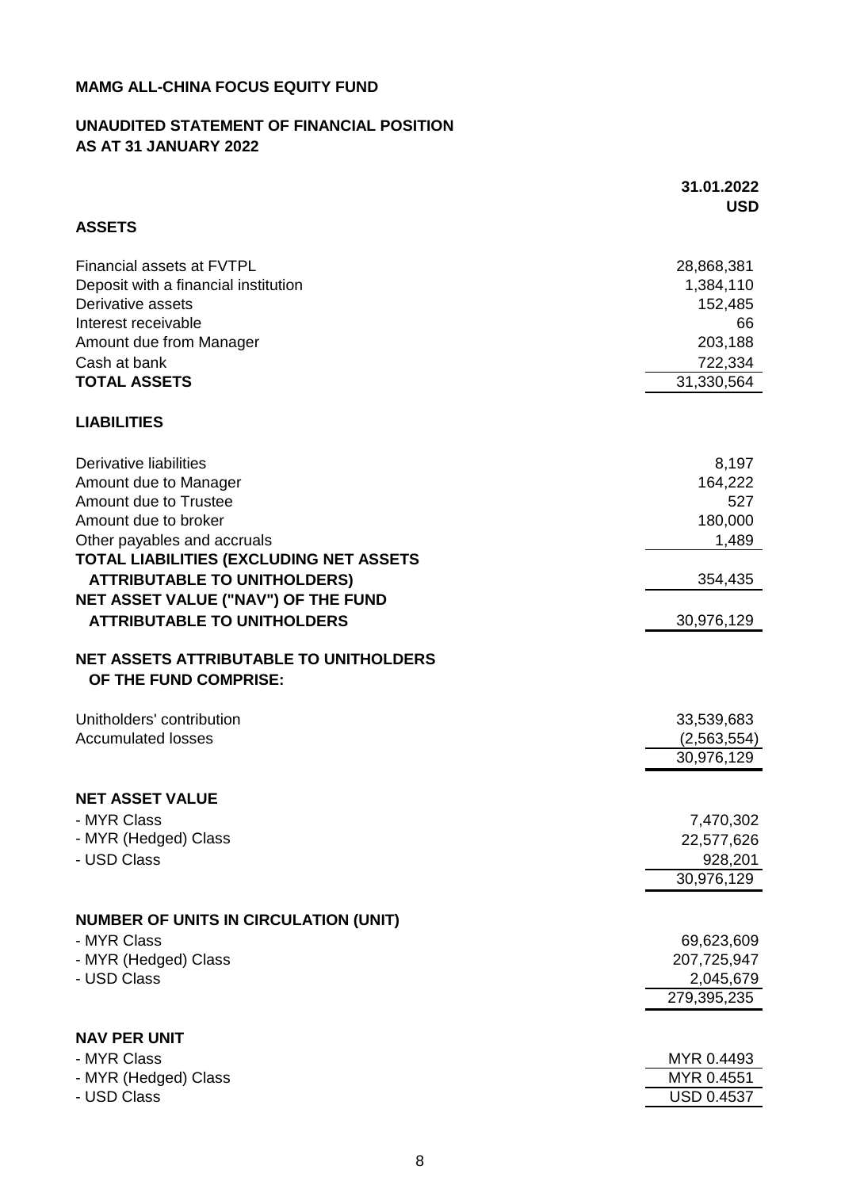# MAMG ALL-CHINA FOCUS EQUITY FUND

## UNAUDITED STATEMENT OF FINANCIAL POSITION AS AT 31 JANUARY 2022

| | 31.01.2022 |
|---|---|
| | USD |
| **ASSETS** | |
| Financial assets at FVTPL | 28,868,381 |
| Deposit with a financial institution | 1,384,110 |
| Derivative assets | 152,485 |
| Interest receivable | 66 |
| Amount due from Manager | 203,188 |
| Cash at bank | 722,334 |
| **TOTAL ASSETS** | 31,330,564 |
| **LIABILITIES** | |
| Derivative liabilities | 8,197 |
| Amount due to Manager | 164,222 |
| Amount due to Trustee | 527 |
| Amount due to broker | 180,000 |
| Other payables and accruals | 1,489 |
| **TOTAL LIABILITIES (EXCLUDING NET ASSETS ATTRIBUTABLE TO UNITHOLDERS)** | 354,435 |
| **NET ASSET VALUE ("NAV") OF THE FUND ATTRIBUTABLE TO UNITHOLDERS** | 30,976,129 |
| **NET ASSETS ATTRIBUTABLE TO UNITHOLDERS OF THE FUND COMPRISE:** | |
| Unitholders' contribution | 33,539,683 |
| Accumulated losses | (2,563,554) |
| | 30,976,129 |
| **NET ASSET VALUE** | |
| - MYR Class | 7,470,302 |
| - MYR (Hedged) Class | 22,577,626 |
| - USD Class | 928,201 |
| | 30,976,129 |
| **NUMBER OF UNITS IN CIRCULATION (UNIT)** | |
| - MYR Class | 69,623,609 |
| - MYR (Hedged) Class | 207,725,947 |
| - USD Class | 2,045,679 |
| | 279,395,235 |
| **NAV PER UNIT** | |
| - MYR Class | MYR 0.4493 |
| - MYR (Hedged) Class | MYR 0.4551 |
| - USD Class | USD 0.4537 |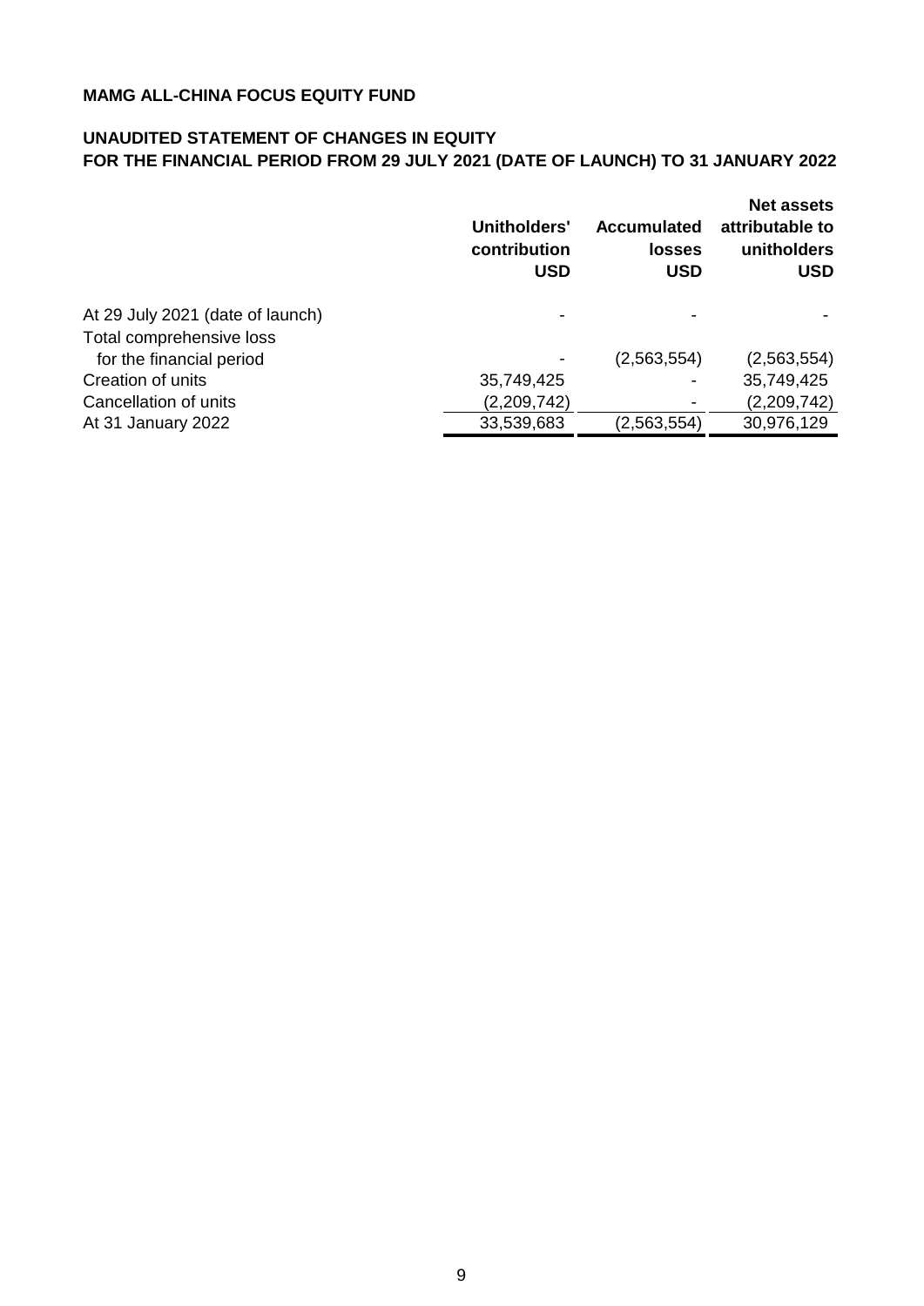**MAMG ALL-CHINA FOCUS EQUITY FUND**

**UNAUDITED STATEMENT OF CHANGES IN EQUITY**
**FOR THE FINANCIAL PERIOD FROM 29 JULY 2021 (DATE OF LAUNCH) TO 31 JANUARY 2022**

| | Unitholders' contribution USD | Accumulated losses USD | Net assets attributable to unitholders USD |
|---|---|---|---|
| At 29 July 2021 (date of launch) | - | - | - |
| Total comprehensive loss for the financial period | - | (2,563,554) | (2,563,554) |
| Creation of units | 35,749,425 | - | 35,749,425 |
| Cancellation of units | (2,209,742) | - | (2,209,742) |
| At 31 January 2022 | 33,539,683 | (2,563,554) | 30,976,129 |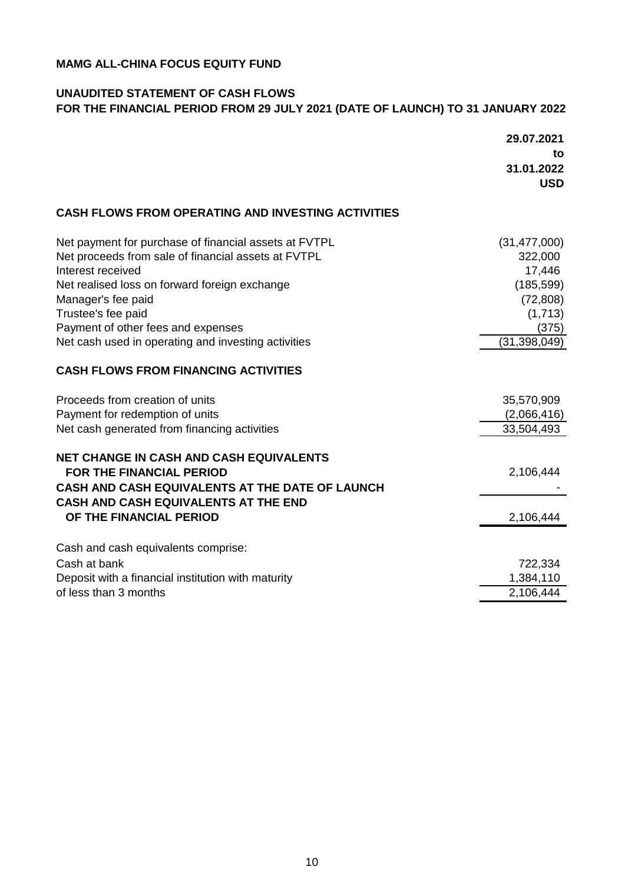**MAMG ALL-CHINA FOCUS EQUITY FUND**

**UNAUDITED STATEMENT OF CASH FLOWS**
**FOR THE FINANCIAL PERIOD FROM 29 JULY 2021 (DATE OF LAUNCH) TO 31 JANUARY 2022**

| | 29.07.2021 to 31.01.2022 USD |
|---|---|
| **CASH FLOWS FROM OPERATING AND INVESTING ACTIVITIES** | |
| Net payment for purchase of financial assets at FVTPL | (31,477,000) |
| Net proceeds from sale of financial assets at FVTPL | 322,000 |
| Interest received | 17,446 |
| Net realised loss on forward foreign exchange | (185,599) |
| Manager's fee paid | (72,808) |
| Trustee's fee paid | (1,713) |
| Payment of other fees and expenses | (375) |
| Net cash used in operating and investing activities | (31,398,049) |
| **CASH FLOWS FROM FINANCING ACTIVITIES** | |
| Proceeds from creation of units | 35,570,909 |
| Payment for redemption of units | (2,066,416) |
| Net cash generated from financing activities | 33,504,493 |
| **NET CHANGE IN CASH AND CASH EQUIVALENTS FOR THE FINANCIAL PERIOD** | 2,106,444 |
| **CASH AND CASH EQUIVALENTS AT THE DATE OF LAUNCH** | - |
| **CASH AND CASH EQUIVALENTS AT THE END OF THE FINANCIAL PERIOD** | 2,106,444 |
| Cash and cash equivalents comprise: | |
| Cash at bank | 722,334 |
| Deposit with a financial institution with maturity of less than 3 months | 1,384,110 |
| | 2,106,444 |